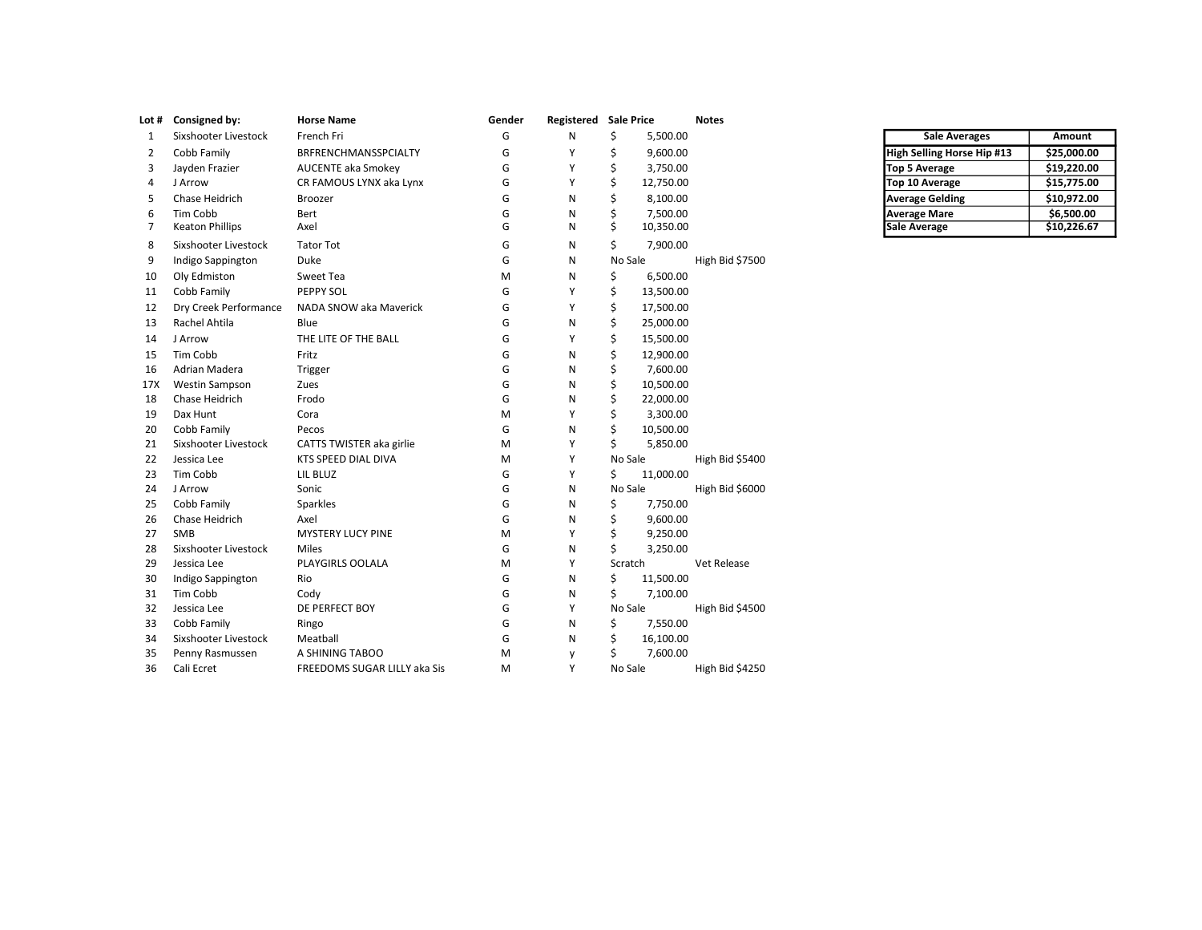| Lot # | Consigned by: | Horse Name | Gender | Registered | Sale Price | Notes |
|---|---|---|---|---|---|---|
| 1 | Sixshooter Livestock | French Fri | G | N | $ 5,500.00 | |
| 2 | Cobb Family | BRFRENCHMANSSPCIALTY | G | Y | $ 9,600.00 | |
| 3 | Jayden Frazier | AUCENTE aka Smokey | G | Y | $ 3,750.00 | |
| 4 | J Arrow | CR FAMOUS LYNX aka Lynx | G | Y | $ 12,750.00 | |
| 5 | Chase Heidrich | Broozer | G | N | $ 8,100.00 | |
| 6 | Tim Cobb | Bert | G | N | $ 7,500.00 | |
| 7 | Keaton Phillips | Axel | G | N | $ 10,350.00 | |
| 8 | Sixshooter Livestock | Tator Tot | G | N | $ 7,900.00 | |
| 9 | Indigo Sappington | Duke | G | N | No Sale | High Bid $7500 |
| 10 | Oly Edmiston | Sweet Tea | M | N | $ 6,500.00 | |
| 11 | Cobb Family | PEPPY SOL | G | Y | $ 13,500.00 | |
| 12 | Dry Creek Performance | NADA SNOW aka Maverick | G | Y | $ 17,500.00 | |
| 13 | Rachel Ahtila | Blue | G | N | $ 25,000.00 | |
| 14 | J Arrow | THE LITE OF THE BALL | G | Y | $ 15,500.00 | |
| 15 | Tim Cobb | Fritz | G | N | $ 12,900.00 | |
| 16 | Adrian Madera | Trigger | G | N | $ 7,600.00 | |
| 17X | Westin Sampson | Zues | G | N | $ 10,500.00 | |
| 18 | Chase Heidrich | Frodo | G | N | $ 22,000.00 | |
| 19 | Dax Hunt | Cora | M | Y | $ 3,300.00 | |
| 20 | Cobb Family | Pecos | G | N | $ 10,500.00 | |
| 21 | Sixshooter Livestock | CATTS TWISTER aka girlie | M | Y | $ 5,850.00 | |
| 22 | Jessica Lee | KTS SPEED DIAL DIVA | M | Y | No Sale | High Bid $5400 |
| 23 | Tim Cobb | LIL BLUZ | G | Y | $ 11,000.00 | |
| 24 | J Arrow | Sonic | G | N | No Sale | High Bid $6000 |
| 25 | Cobb Family | Sparkles | G | N | $ 7,750.00 | |
| 26 | Chase Heidrich | Axel | G | N | $ 9,600.00 | |
| 27 | SMB | MYSTERY LUCY PINE | M | Y | $ 9,250.00 | |
| 28 | Sixshooter Livestock | Miles | G | N | $ 3,250.00 | |
| 29 | Jessica Lee | PLAYGIRLS OOLALA | M | Y | Scratch | Vet Release |
| 30 | Indigo Sappington | Rio | G | N | $ 11,500.00 | |
| 31 | Tim Cobb | Cody | G | N | $ 7,100.00 | |
| 32 | Jessica Lee | DE PERFECT BOY | G | Y | No Sale | High Bid $4500 |
| 33 | Cobb Family | Ringo | G | N | $ 7,550.00 | |
| 34 | Sixshooter Livestock | Meatball | G | N | $ 16,100.00 | |
| 35 | Penny Rasmussen | A SHINING TABOO | M | y | $ 7,600.00 | |
| 36 | Cali Ecret | FREEDOMS SUGAR LILLY aka Sis | M | Y | No Sale | High Bid $4250 |

| Sale Averages | Amount |
|---|---|
| **High Selling Horse Hip #13** | **$25,000.00** |
| **Top 5 Average** | **$19,220.00** |
| **Top 10 Average** | **$15,775.00** |
| **Average Gelding** | **$10,972.00** |
| **Average Mare** | **$6,500.00** |
| **Sale Average** | **$10,226.67** |